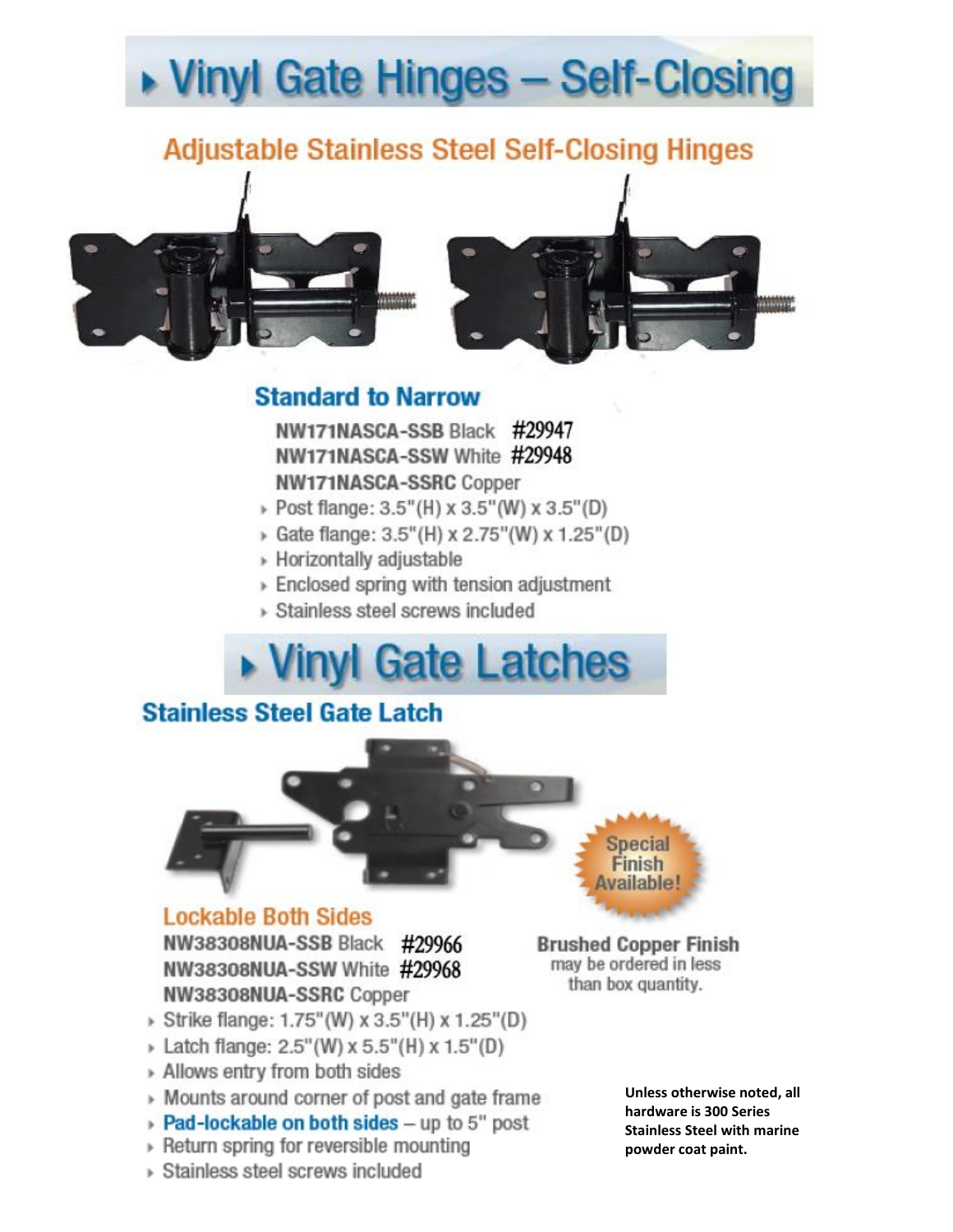# ▸ Vinyl Gate Hinges – Self-Closing

## Adjustable Stainless Steel Self-Closing Hinges

### Standard to Narrow

**NW171NASCA-SSB** Black #29947
**NW171NASCA-SSW** White #29948
**NW171NASCA-SSRC** Copper

- Post flange: 3.5"(H) x 3.5"(W) x 3.5"(D)
- Gate flange: 3.5"(H) x 2.75"(W) x 1.25"(D)
- Horizontally adjustable
- Enclosed spring with tension adjustment
- Stainless steel screws included

# ▸ Vinyl Gate Latches

## Stainless Steel Gate Latch

Special Finish Available!

### Lockable Both Sides

**NW38308NUA-SSB** Black #29966
**NW38308NUA-SSW** White #29968
**NW38308NUA-SSRC** Copper

**Brushed Copper Finish** may be ordered in less than box quantity.

- Strike flange: 1.75"(W) x 3.5"(H) x 1.25"(D)
- Latch flange: 2.5"(W) x 5.5"(H) x 1.5"(D)
- Allows entry from both sides
- Mounts around corner of post and gate frame
- **Pad-lockable on both sides** – up to 5" post
- Return spring for reversible mounting
- Stainless steel screws included

**Unless otherwise noted, all hardware is 300 Series Stainless Steel with marine powder coat paint.**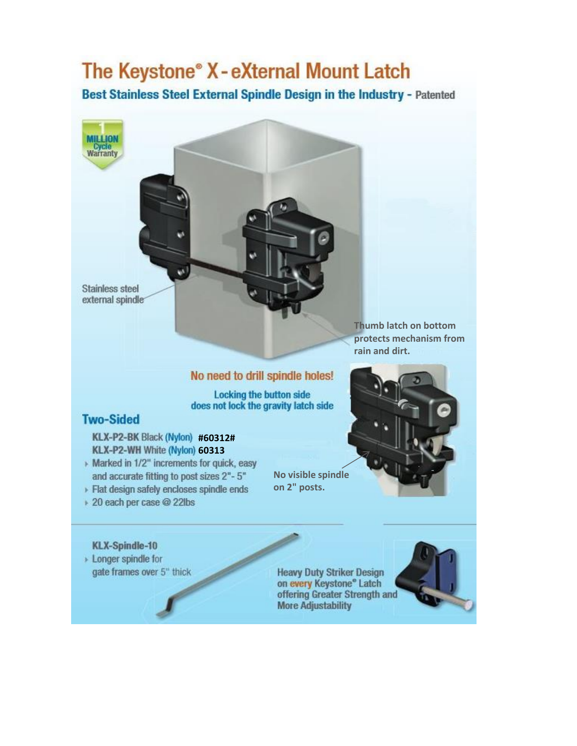# The Keystone® X - eXternal Mount Latch

## Best Stainless Steel External Spindle Design in the Industry - Patented

1 MILLION Cycle Warranty

Stainless steel external spindle

Thumb latch on bottom protects mechanism from rain and dirt.

**No need to drill spindle holes!**

Locking the button side does not lock the gravity latch side

## Two-Sided

**KLX-P2-BK** Black (Nylon) **#60312#**
**KLX-P2-WH** White (Nylon) **60313**

- Marked in 1/2" increments for quick, easy and accurate fitting to post sizes 2"- 5"
- Flat design safely encloses spindle ends
- 20 each per case @ 22lbs

No visible spindle on 2" posts.

**KLX-Spindle-10**

- Longer spindle for gate frames over 5" thick

Heavy Duty Striker Design on every Keystone® Latch offering Greater Strength and More Adjustability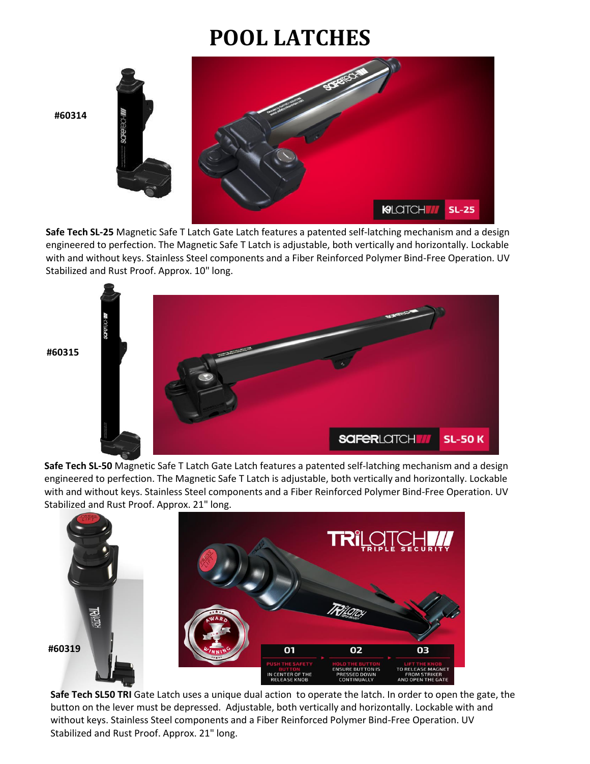# POOL LATCHES

**#60314**

**Safe Tech SL-25** Magnetic Safe T Latch Gate Latch features a patented self-latching mechanism and a design engineered to perfection. The Magnetic Safe T Latch is adjustable, both vertically and horizontally. Lockable with and without keys. Stainless Steel components and a Fiber Reinforced Polymer Bind-Free Operation. UV Stabilized and Rust Proof. Approx. 10" long.

**#60315**

**Safe Tech SL-50** Magnetic Safe T Latch Gate Latch features a patented self-latching mechanism and a design engineered to perfection. The Magnetic Safe T Latch is adjustable, both vertically and horizontally. Lockable with and without keys. Stainless Steel components and a Fiber Reinforced Polymer Bind-Free Operation. UV Stabilized and Rust Proof. Approx. 21" long.

**#60319**

**Safe Tech SL50 TRI** Gate Latch uses a unique dual action to operate the latch. In order to open the gate, the button on the lever must be depressed. Adjustable, both vertically and horizontally. Lockable with and without keys. Stainless Steel components and a Fiber Reinforced Polymer Bind-Free Operation. UV Stabilized and Rust Proof. Approx. 21" long.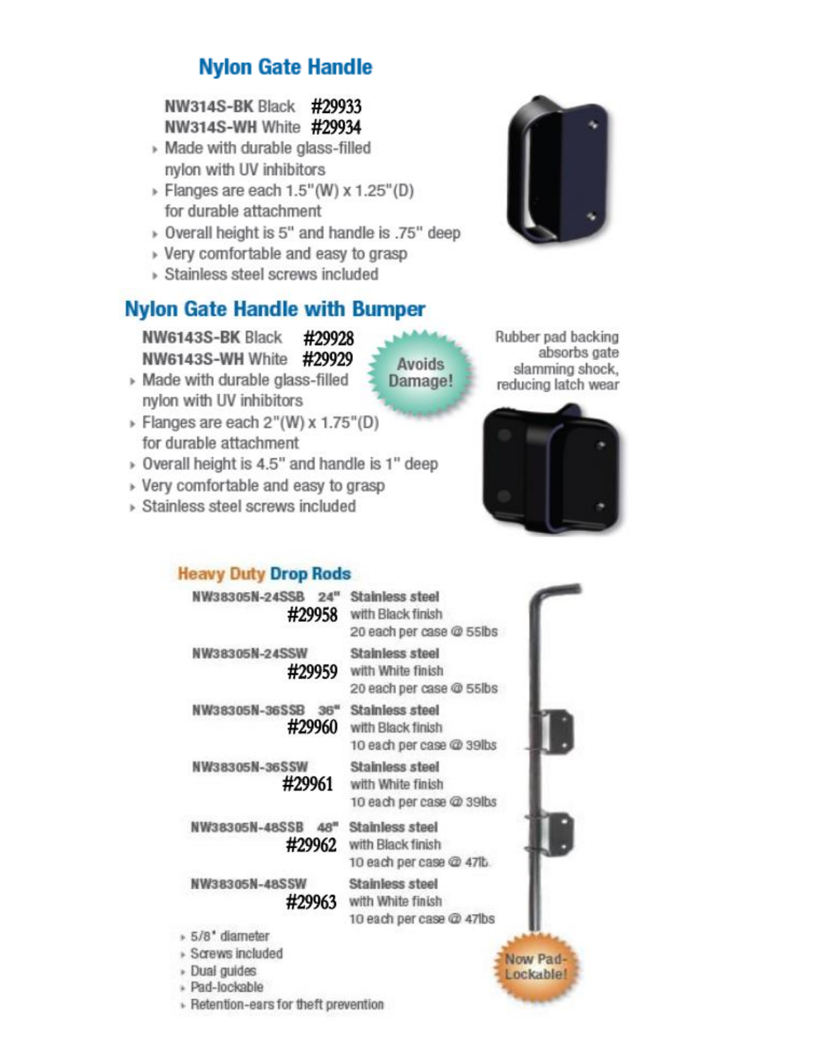## Nylon Gate Handle

**NW314S-BK** Black **#29933**
**NW314S-WH** White **#29934**

- Made with durable glass-filled nylon with UV inhibitors
- Flanges are each 1.5"(W) x 1.25"(D) for durable attachment
- Overall height is 5" and handle is .75" deep
- Very comfortable and easy to grasp
- Stainless steel screws included

## Nylon Gate Handle with Bumper

**NW6143S-BK** Black **#29928**
**NW6143S-WH** White **#29929**

Avoids Damage!

Rubber pad backing absorbs gate slamming shock, reducing latch wear

- Made with durable glass-filled nylon with UV inhibitors
- Flanges are each 2"(W) x 1.75"(D) for durable attachment
- Overall height is 4.5" and handle is 1" deep
- Very comfortable and easy to grasp
- Stainless steel screws included

## Heavy Duty Drop Rods

**NW38305N-24SSB** 24" **#29958** — **Stainless steel** with Black finish, 20 each per case @ 55lbs

**NW38305N-24SSW** **#29959** — **Stainless steel** with White finish, 20 each per case @ 55lbs

**NW38305N-36SSB** 36" **#29960** — **Stainless steel** with Black finish, 10 each per case @ 39lbs

**NW38305N-36SSW** **#29961** — **Stainless steel** with White finish, 10 each per case @ 39lbs

**NW38305N-48SSB** 48" **#29962** — **Stainless steel** with Black finish, 10 each per case @ 47lb.

**NW38305N-48SSW** **#29963** — **Stainless steel** with White finish, 10 each per case @ 47lbs

- 5/8" diameter
- Screws included
- Dual guides
- Pad-lockable
- Retention-ears for theft prevention

Now Pad-Lockable!